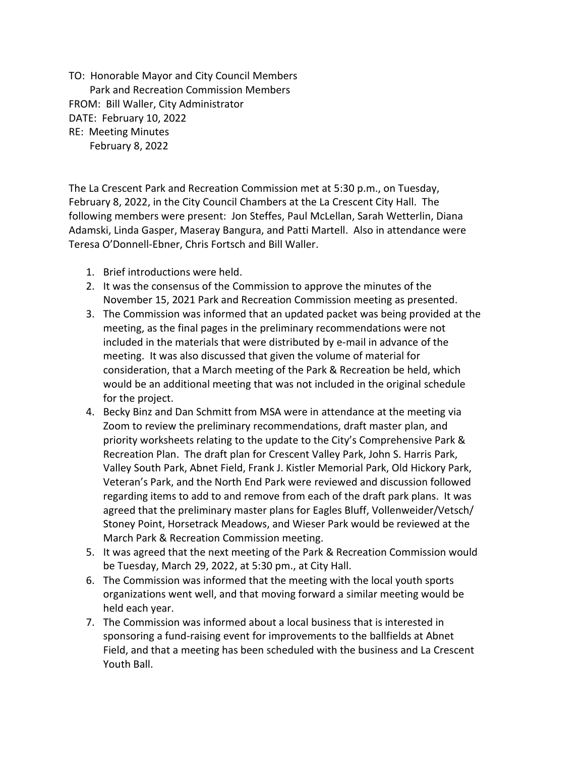TO: Honorable Mayor and City Council Members
Park and Recreation Commission Members
FROM: Bill Waller, City Administrator
DATE: February 10, 2022
RE: Meeting Minutes
February 8, 2022

The La Crescent Park and Recreation Commission met at 5:30 p.m., on Tuesday, February 8, 2022, in the City Council Chambers at the La Crescent City Hall. The following members were present: Jon Steffes, Paul McLellan, Sarah Wetterlin, Diana Adamski, Linda Gasper, Maseray Bangura, and Patti Martell. Also in attendance were Teresa O'Donnell-Ebner, Chris Fortsch and Bill Waller.

1. Brief introductions were held.
2. It was the consensus of the Commission to approve the minutes of the November 15, 2021 Park and Recreation Commission meeting as presented.
3. The Commission was informed that an updated packet was being provided at the meeting, as the final pages in the preliminary recommendations were not included in the materials that were distributed by e-mail in advance of the meeting. It was also discussed that given the volume of material for consideration, that a March meeting of the Park & Recreation be held, which would be an additional meeting that was not included in the original schedule for the project.
4. Becky Binz and Dan Schmitt from MSA were in attendance at the meeting via Zoom to review the preliminary recommendations, draft master plan, and priority worksheets relating to the update to the City's Comprehensive Park & Recreation Plan. The draft plan for Crescent Valley Park, John S. Harris Park, Valley South Park, Abnet Field, Frank J. Kistler Memorial Park, Old Hickory Park, Veteran's Park, and the North End Park were reviewed and discussion followed regarding items to add to and remove from each of the draft park plans. It was agreed that the preliminary master plans for Eagles Bluff, Vollenweider/Vetsch/ Stoney Point, Horsetrack Meadows, and Wieser Park would be reviewed at the March Park & Recreation Commission meeting.
5. It was agreed that the next meeting of the Park & Recreation Commission would be Tuesday, March 29, 2022, at 5:30 pm., at City Hall.
6. The Commission was informed that the meeting with the local youth sports organizations went well, and that moving forward a similar meeting would be held each year.
7. The Commission was informed about a local business that is interested in sponsoring a fund-raising event for improvements to the ballfields at Abnet Field, and that a meeting has been scheduled with the business and La Crescent Youth Ball.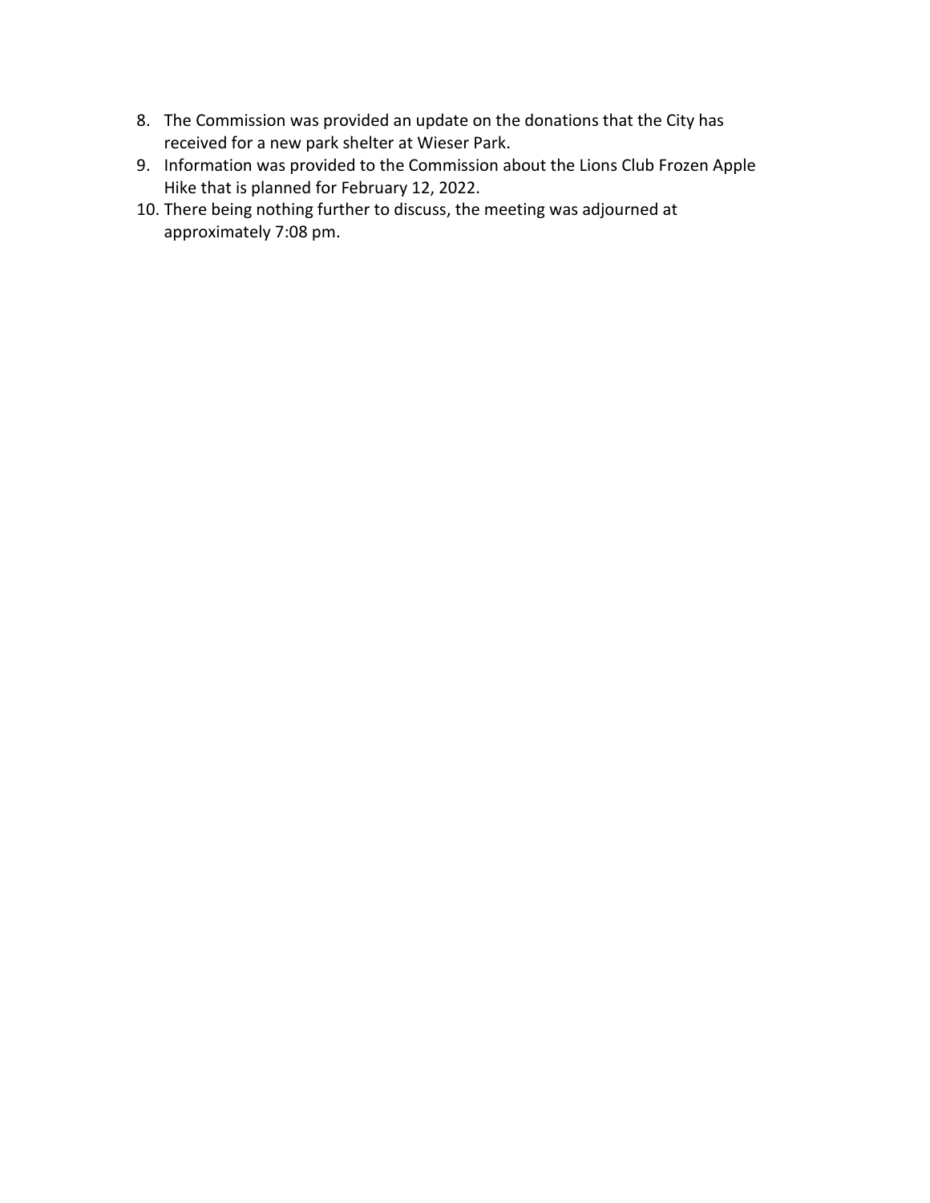8. The Commission was provided an update on the donations that the City has received for a new park shelter at Wieser Park.
9. Information was provided to the Commission about the Lions Club Frozen Apple Hike that is planned for February 12, 2022.
10. There being nothing further to discuss, the meeting was adjourned at approximately 7:08 pm.